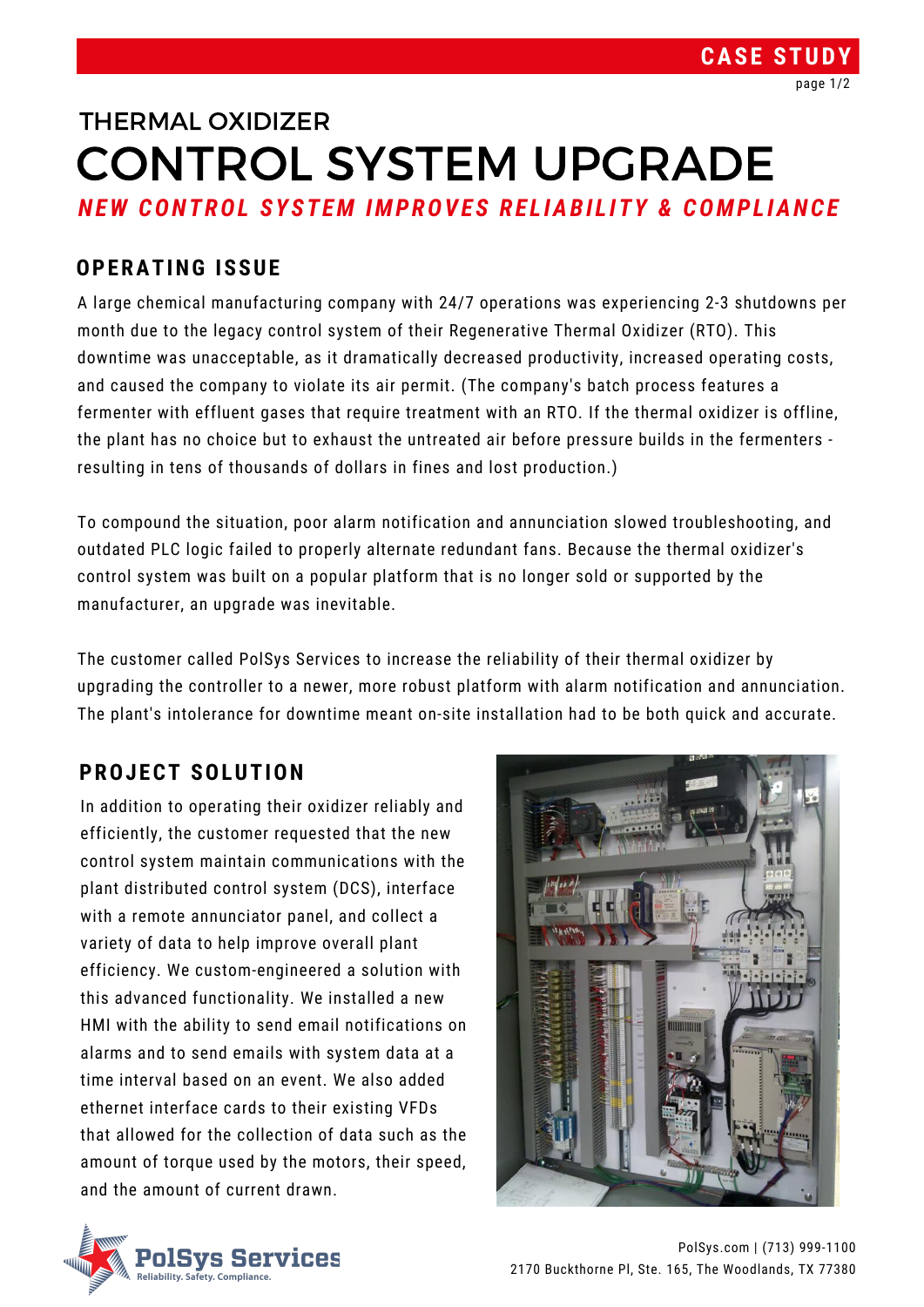CASE STUDY

# THERMAL OXIDIZER
# CONTROL SYSTEM UPGRADE

***NEW CONTROL SYSTEM IMPROVES RELIABILITY & COMPLIANCE***

## OPERATING ISSUE

A large chemical manufacturing company with 24/7 operations was experiencing 2-3 shutdowns per month due to the legacy control system of their Regenerative Thermal Oxidizer (RTO). This downtime was unacceptable, as it dramatically decreased productivity, increased operating costs, and caused the company to violate its air permit. (The company's batch process features a fermenter with effluent gases that require treatment with an RTO. If the thermal oxidizer is offline, the plant has no choice but to exhaust the untreated air before pressure builds in the fermenters - resulting in tens of thousands of dollars in fines and lost production.)

To compound the situation, poor alarm notification and annunciation slowed troubleshooting, and outdated PLC logic failed to properly alternate redundant fans. Because the thermal oxidizer's control system was built on a popular platform that is no longer sold or supported by the manufacturer, an upgrade was inevitable.

The customer called PolSys Services to increase the reliability of their thermal oxidizer by upgrading the controller to a newer, more robust platform with alarm notification and annunciation. The plant's intolerance for downtime meant on-site installation had to be both quick and accurate.

## PROJECT SOLUTION

In addition to operating their oxidizer reliably and efficiently, the customer requested that the new control system maintain communications with the plant distributed control system (DCS), interface with a remote annunciator panel, and collect a variety of data to help improve overall plant efficiency. We custom-engineered a solution with this advanced functionality. We installed a new HMI with the ability to send email notifications on alarms and to send emails with system data at a time interval based on an event. We also added ethernet interface cards to their existing VFDs that allowed for the collection of data such as the amount of torque used by the motors, their speed, and the amount of current drawn.

PolSys Services
Reliability. Safety. Compliance.

PolSys.com | (713) 999-1100
2170 Buckthorne Pl, Ste. 165, The Woodlands, TX 77380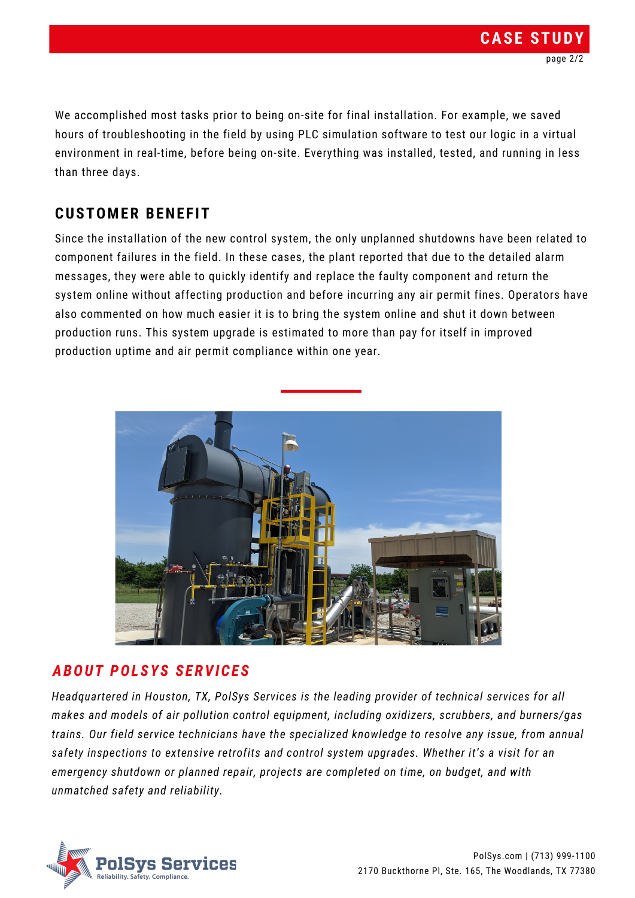We accomplished most tasks prior to being on-site for final installation. For example, we saved hours of troubleshooting in the field by using PLC simulation software to test our logic in a virtual environment in real-time, before being on-site. Everything was installed, tested, and running in less than three days.

## CUSTOMER BENEFIT

Since the installation of the new control system, the only unplanned shutdowns have been related to component failures in the field. In these cases, the plant reported that due to the detailed alarm messages, they were able to quickly identify and replace the faulty component and return the system online without affecting production and before incurring any air permit fines. Operators have also commented on how much easier it is to bring the system online and shut it down between production runs. This system upgrade is estimated to more than pay for itself in improved production uptime and air permit compliance within one year.

## *ABOUT POLSYS SERVICES*

*Headquartered in Houston, TX, PolSys Services is the leading provider of technical services for all makes and models of air pollution control equipment, including oxidizers, scrubbers, and burners/gas trains. Our field service technicians have the specialized knowledge to resolve any issue, from annual safety inspections to extensive retrofits and control system upgrades. Whether it's a visit for an emergency shutdown or planned repair, projects are completed on time, on budget, and with unmatched safety and reliability.*

PolSys Services
Reliability. Safety. Compliance.

PolSys.com | (713) 999-1100
2170 Buckthorne Pl, Ste. 165, The Woodlands, TX 77380